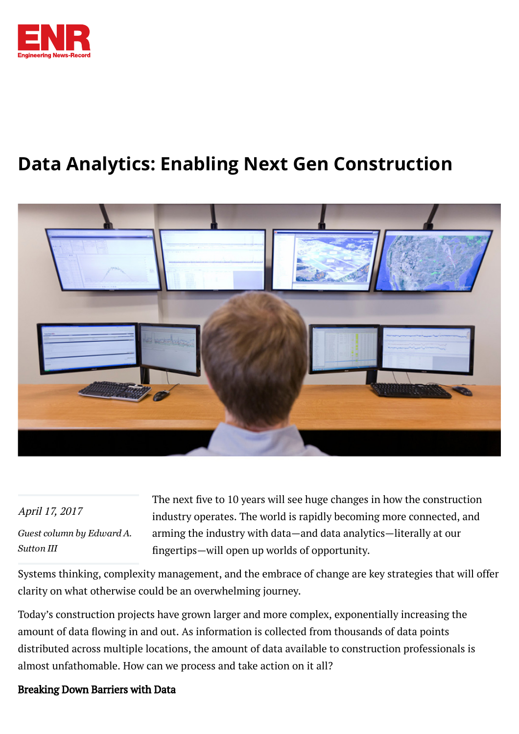# Data Analytics: Enabling Next Gen Construction

*April 17, 2017*

*Guest column by Edward A. Sutton III*

The next five to 10 years will see huge changes in how the construction industry operates. The world is rapidly becoming more connected, and arming the industry with data—and data analytics—literally at our fingertips—will open up worlds of opportunity.

Systems thinking, complexity management, and the embrace of change are key strategies that will offer clarity on what otherwise could be an overwhelming journey.

Today's construction projects have grown larger and more complex, exponentially increasing the amount of data flowing in and out. As information is collected from thousands of data points distributed across multiple locations, the amount of data available to construction professionals is almost unfathomable. How can we process and take action on it all?

**Breaking Down Barriers with Data**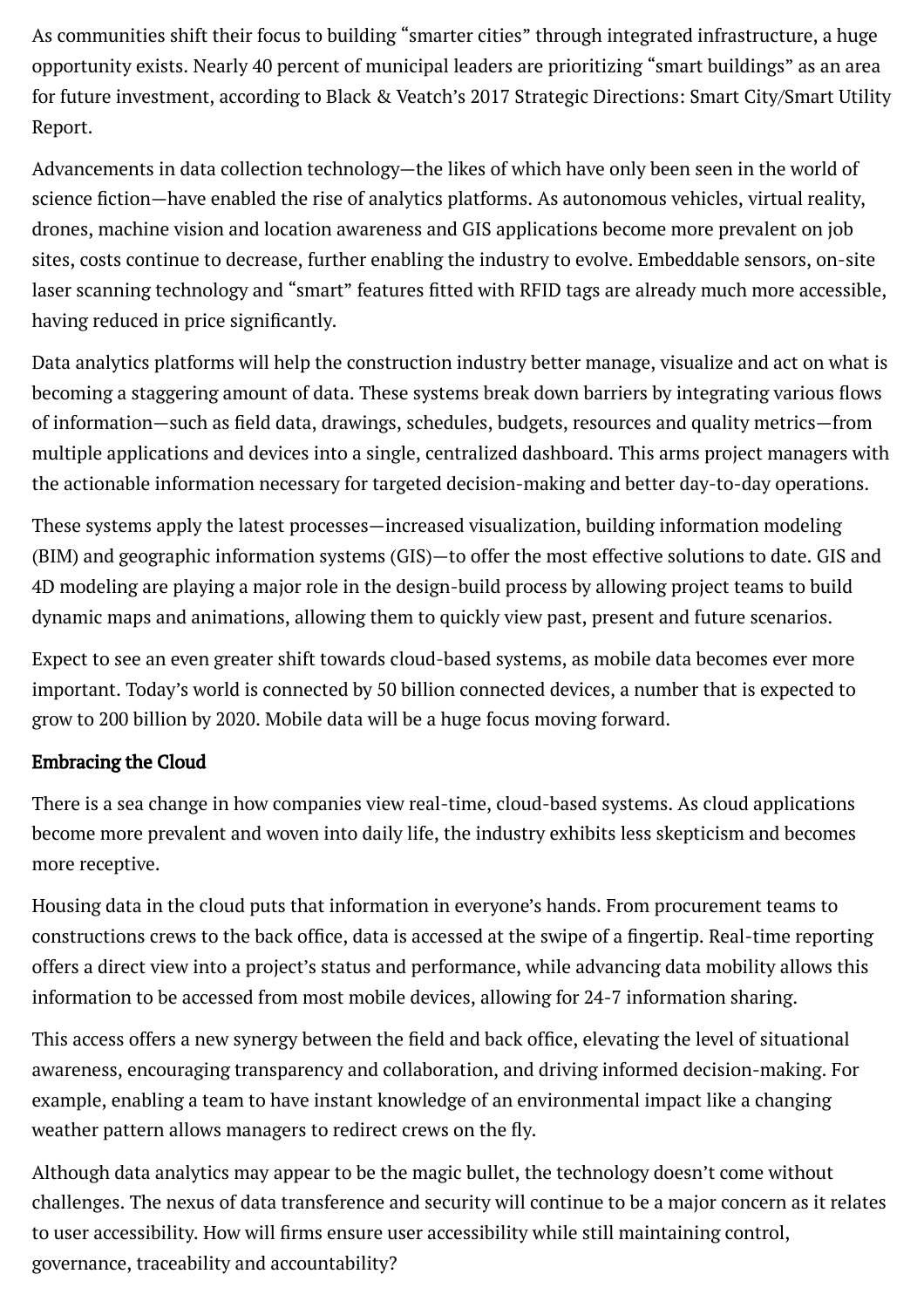As communities shift their focus to building "smarter cities" through integrated infrastructure, a huge opportunity exists. Nearly 40 percent of municipal leaders are prioritizing "smart buildings" as an area for future investment, according to Black & Veatch's 2017 Strategic Directions: Smart City/Smart Utility Report.

Advancements in data collection technology—the likes of which have only been seen in the world of science fiction—have enabled the rise of analytics platforms. As autonomous vehicles, virtual reality, drones, machine vision and location awareness and GIS applications become more prevalent on job sites, costs continue to decrease, further enabling the industry to evolve. Embeddable sensors, on-site laser scanning technology and "smart" features fitted with RFID tags are already much more accessible, having reduced in price significantly.

Data analytics platforms will help the construction industry better manage, visualize and act on what is becoming a staggering amount of data. These systems break down barriers by integrating various flows of information—such as field data, drawings, schedules, budgets, resources and quality metrics—from multiple applications and devices into a single, centralized dashboard. This arms project managers with the actionable information necessary for targeted decision-making and better day-to-day operations.

These systems apply the latest processes—increased visualization, building information modeling (BIM) and geographic information systems (GIS)—to offer the most effective solutions to date. GIS and 4D modeling are playing a major role in the design-build process by allowing project teams to build dynamic maps and animations, allowing them to quickly view past, present and future scenarios.

Expect to see an even greater shift towards cloud-based systems, as mobile data becomes ever more important. Today's world is connected by 50 billion connected devices, a number that is expected to grow to 200 billion by 2020. Mobile data will be a huge focus moving forward.

### Embracing the Cloud

There is a sea change in how companies view real-time, cloud-based systems. As cloud applications become more prevalent and woven into daily life, the industry exhibits less skepticism and becomes more receptive.

Housing data in the cloud puts that information in everyone's hands. From procurement teams to constructions crews to the back office, data is accessed at the swipe of a fingertip. Real-time reporting offers a direct view into a project's status and performance, while advancing data mobility allows this information to be accessed from most mobile devices, allowing for 24-7 information sharing.

This access offers a new synergy between the field and back office, elevating the level of situational awareness, encouraging transparency and collaboration, and driving informed decision-making. For example, enabling a team to have instant knowledge of an environmental impact like a changing weather pattern allows managers to redirect crews on the fly.

Although data analytics may appear to be the magic bullet, the technology doesn't come without challenges. The nexus of data transference and security will continue to be a major concern as it relates to user accessibility. How will firms ensure user accessibility while still maintaining control, governance, traceability and accountability?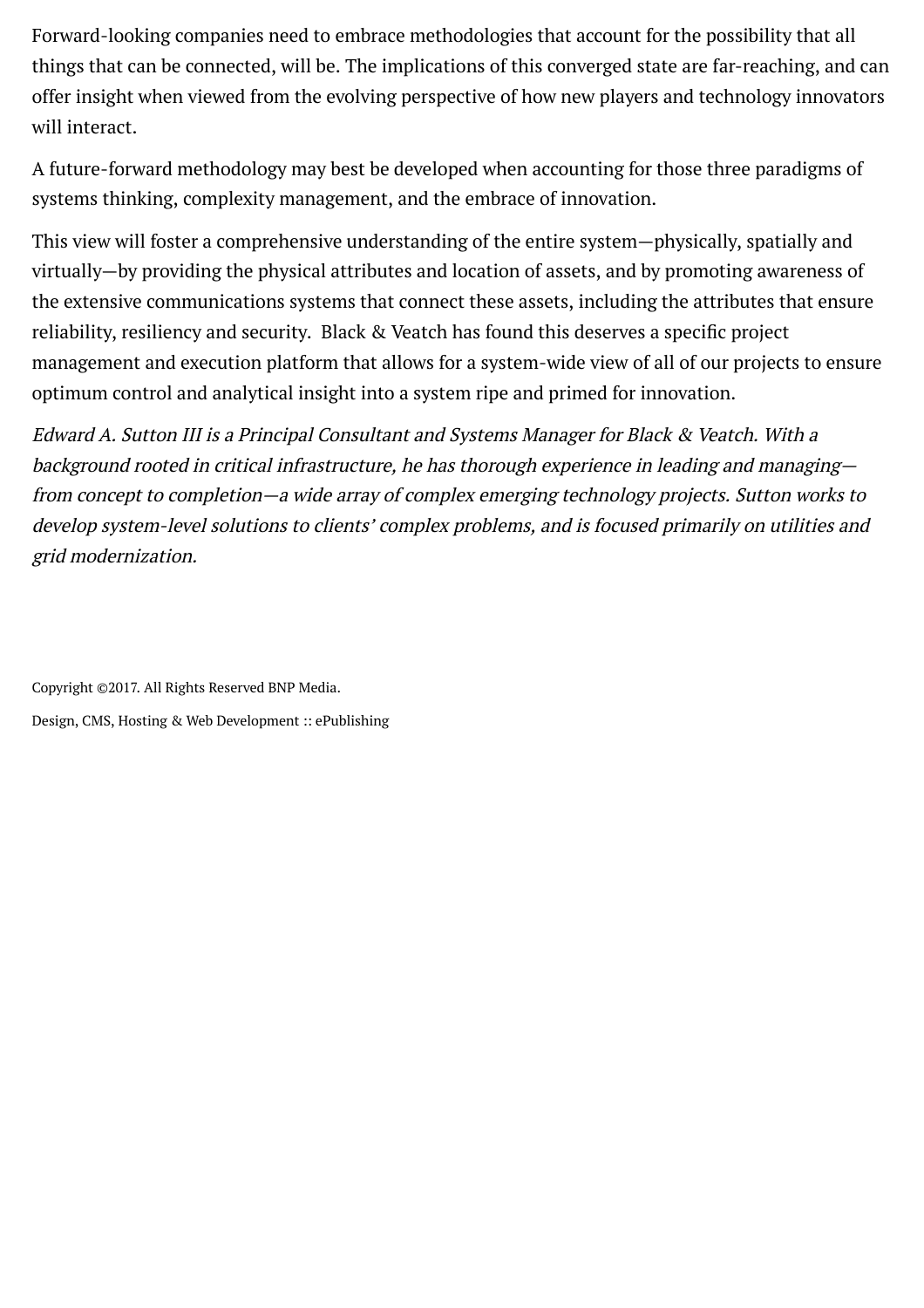Forward-looking companies need to embrace methodologies that account for the possibility that all things that can be connected, will be. The implications of this converged state are far-reaching, and can offer insight when viewed from the evolving perspective of how new players and technology innovators will interact.

A future-forward methodology may best be developed when accounting for those three paradigms of systems thinking, complexity management, and the embrace of innovation.

This view will foster a comprehensive understanding of the entire system—physically, spatially and virtually—by providing the physical attributes and location of assets, and by promoting awareness of the extensive communications systems that connect these assets, including the attributes that ensure reliability, resiliency and security. Black & Veatch has found this deserves a specific project management and execution platform that allows for a system-wide view of all of our projects to ensure optimum control and analytical insight into a system ripe and primed for innovation.

*Edward A. Sutton III is a Principal Consultant and Systems Manager for Black & Veatch. With a background rooted in critical infrastructure, he has thorough experience in leading and managing—from concept to completion—a wide array of complex emerging technology projects. Sutton works to develop system-level solutions to clients' complex problems, and is focused primarily on utilities and grid modernization.*

Copyright ©2017. All Rights Reserved BNP Media.

Design, CMS, Hosting & Web Development :: ePublishing